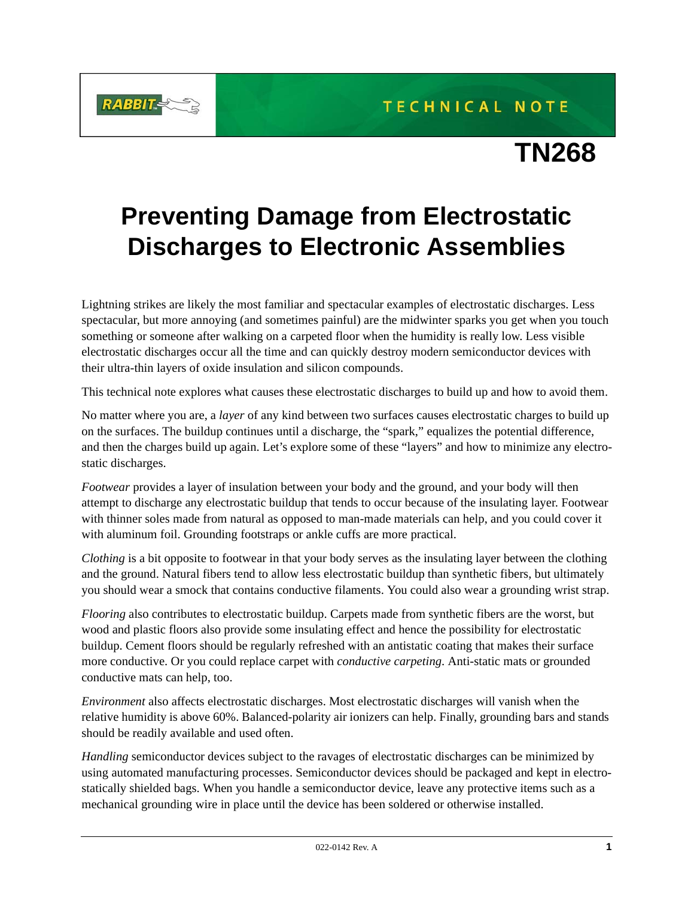TECHNICAL NOTE

# TN268

# Preventing Damage from Electrostatic Discharges to Electronic Assemblies

Lightning strikes are likely the most familiar and spectacular examples of electrostatic discharges. Less spectacular, but more annoying (and sometimes painful) are the midwinter sparks you get when you touch something or someone after walking on a carpeted floor when the humidity is really low. Less visible electrostatic discharges occur all the time and can quickly destroy modern semiconductor devices with their ultra-thin layers of oxide insulation and silicon compounds.

This technical note explores what causes these electrostatic discharges to build up and how to avoid them.

No matter where you are, a *layer* of any kind between two surfaces causes electrostatic charges to build up on the surfaces. The buildup continues until a discharge, the "spark," equalizes the potential difference, and then the charges build up again. Let's explore some of these "layers" and how to minimize any electrostatic discharges.

*Footwear* provides a layer of insulation between your body and the ground, and your body will then attempt to discharge any electrostatic buildup that tends to occur because of the insulating layer. Footwear with thinner soles made from natural as opposed to man-made materials can help, and you could cover it with aluminum foil. Grounding footstraps or ankle cuffs are more practical.

*Clothing* is a bit opposite to footwear in that your body serves as the insulating layer between the clothing and the ground. Natural fibers tend to allow less electrostatic buildup than synthetic fibers, but ultimately you should wear a smock that contains conductive filaments. You could also wear a grounding wrist strap.

*Flooring* also contributes to electrostatic buildup. Carpets made from synthetic fibers are the worst, but wood and plastic floors also provide some insulating effect and hence the possibility for electrostatic buildup. Cement floors should be regularly refreshed with an antistatic coating that makes their surface more conductive. Or you could replace carpet with *conductive carpeting*. Anti-static mats or grounded conductive mats can help, too.

*Environment* also affects electrostatic discharges. Most electrostatic discharges will vanish when the relative humidity is above 60%. Balanced-polarity air ionizers can help. Finally, grounding bars and stands should be readily available and used often.

*Handling* semiconductor devices subject to the ravages of electrostatic discharges can be minimized by using automated manufacturing processes. Semiconductor devices should be packaged and kept in electrostatically shielded bags. When you handle a semiconductor device, leave any protective items such as a mechanical grounding wire in place until the device has been soldered or otherwise installed.

022-0142 Rev. A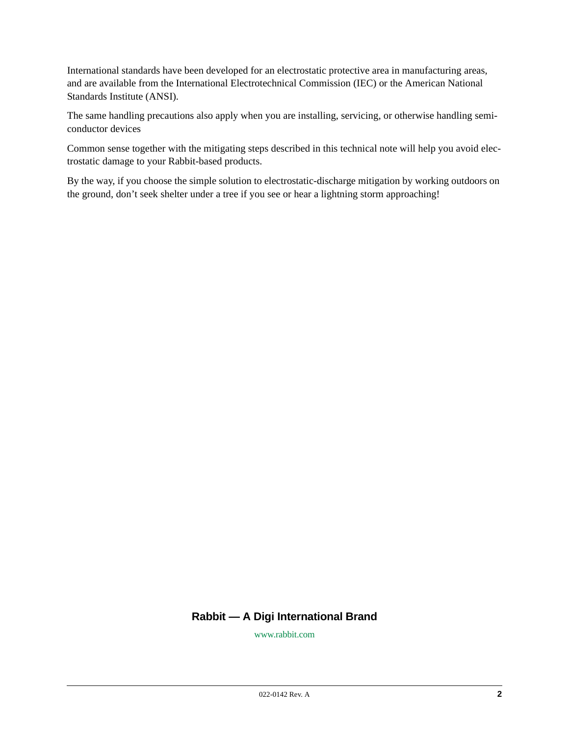International standards have been developed for an electrostatic protective area in manufacturing areas, and are available from the International Electrotechnical Commission (IEC) or the American National Standards Institute (ANSI).

The same handling precautions also apply when you are installing, servicing, or otherwise handling semiconductor devices

Common sense together with the mitigating steps described in this technical note will help you avoid electrostatic damage to your Rabbit-based products.

By the way, if you choose the simple solution to electrostatic-discharge mitigation by working outdoors on the ground, don't seek shelter under a tree if you see or hear a lightning storm approaching!

**Rabbit — A Digi International Brand**

www.rabbit.com

022-0142 Rev. A